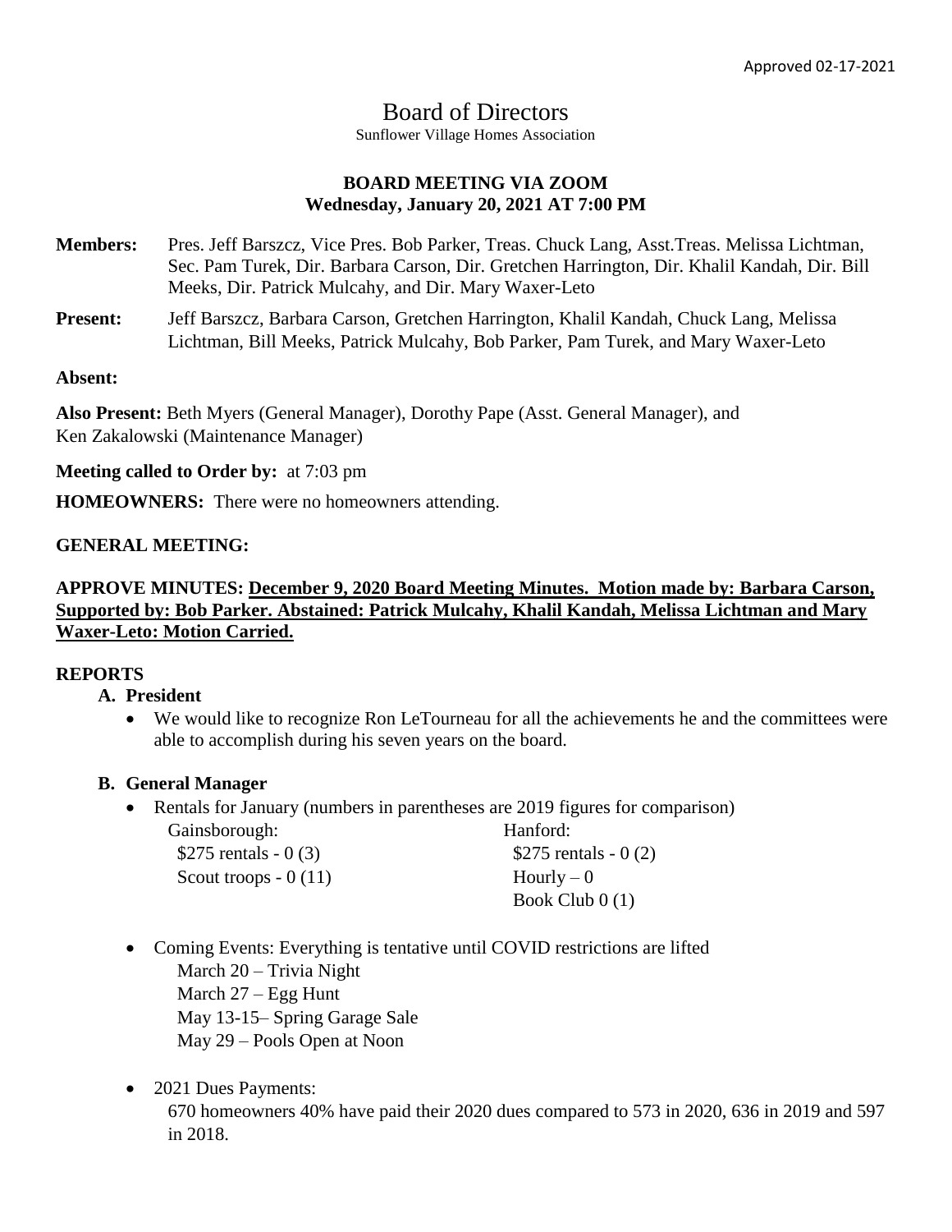Approved 02-17-2021

# Board of Directors

Sunflower Village Homes Association

**BOARD MEETING VIA ZOOM**
**Wednesday, January 20, 2021 AT 7:00 PM**

**Members:** Pres. Jeff Barszcz, Vice Pres. Bob Parker, Treas. Chuck Lang, Asst.Treas. Melissa Lichtman, Sec. Pam Turek, Dir. Barbara Carson, Dir. Gretchen Harrington, Dir. Khalil Kandah, Dir. Bill Meeks, Dir. Patrick Mulcahy, and Dir. Mary Waxer-Leto

**Present:** Jeff Barszcz, Barbara Carson, Gretchen Harrington, Khalil Kandah, Chuck Lang, Melissa Lichtman, Bill Meeks, Patrick Mulcahy, Bob Parker, Pam Turek, and Mary Waxer-Leto

**Absent:**

**Also Present:** Beth Myers (General Manager), Dorothy Pape (Asst. General Manager), and Ken Zakalowski (Maintenance Manager)

**Meeting called to Order by:** at 7:03 pm

**HOMEOWNERS:** There were no homeowners attending.

**GENERAL MEETING:**

**APPROVE MINUTES: December 9, 2020 Board Meeting Minutes. Motion made by: Barbara Carson, Supported by: Bob Parker. Abstained: Patrick Mulcahy, Khalil Kandah, Melissa Lichtman and Mary Waxer-Leto: Motion Carried.**

**REPORTS**

**A. President**

- We would like to recognize Ron LeTourneau for all the achievements he and the committees were able to accomplish during his seven years on the board.

**B. General Manager**

- Rentals for January (numbers in parentheses are 2019 figures for comparison)

  Gainsborough:
  - $275 rentals - 0 (3)
  - Scout troops - 0 (11)

  Hanford:
  - $275 rentals - 0 (2)
  - Hourly – 0
  - Book Club 0 (1)

- Coming Events: Everything is tentative until COVID restrictions are lifted
  - March 20 – Trivia Night
  - March 27 – Egg Hunt
  - May 13-15– Spring Garage Sale
  - May 29 – Pools Open at Noon

- 2021 Dues Payments:
  670 homeowners 40% have paid their 2020 dues compared to 573 in 2020, 636 in 2019 and 597 in 2018.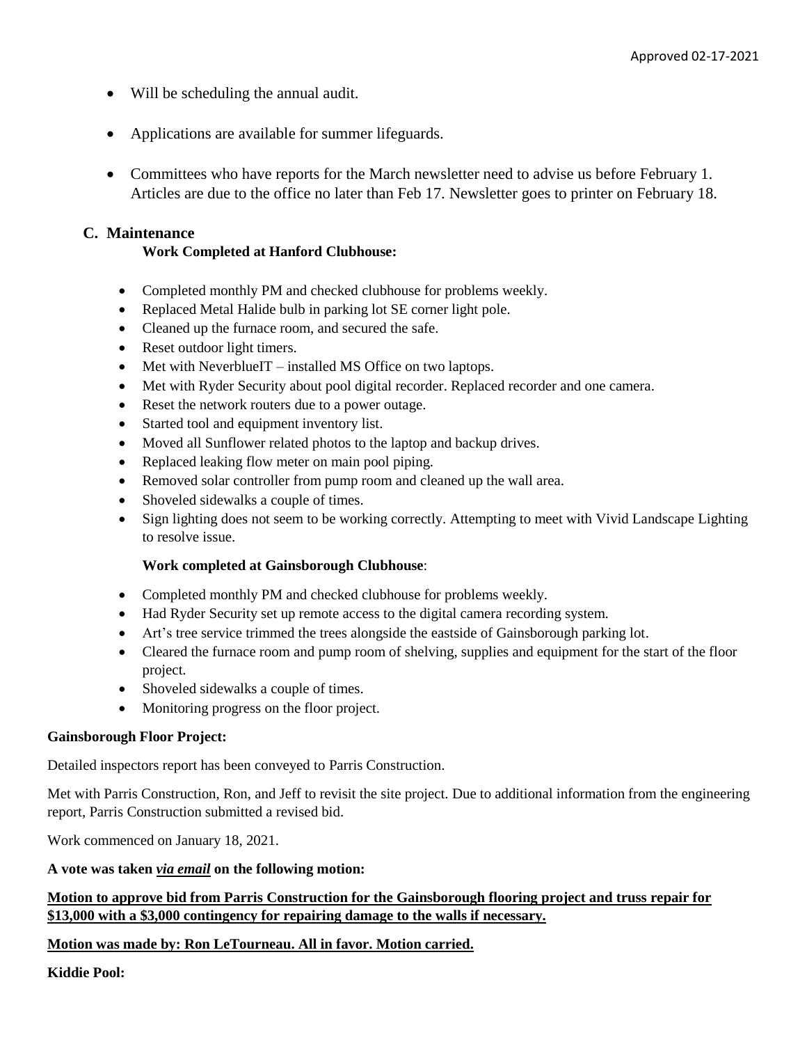Approved 02-17-2021

- Will be scheduling the annual audit.
- Applications are available for summer lifeguards.
- Committees who have reports for the March newsletter need to advise us before February 1. Articles are due to the office no later than Feb 17. Newsletter goes to printer on February 18.

## C. Maintenance

**Work Completed at Hanford Clubhouse:**

- Completed monthly PM and checked clubhouse for problems weekly.
- Replaced Metal Halide bulb in parking lot SE corner light pole.
- Cleaned up the furnace room, and secured the safe.
- Reset outdoor light timers.
- Met with NeverblueIT – installed MS Office on two laptops.
- Met with Ryder Security about pool digital recorder. Replaced recorder and one camera.
- Reset the network routers due to a power outage.
- Started tool and equipment inventory list.
- Moved all Sunflower related photos to the laptop and backup drives.
- Replaced leaking flow meter on main pool piping.
- Removed solar controller from pump room and cleaned up the wall area.
- Shoveled sidewalks a couple of times.
- Sign lighting does not seem to be working correctly. Attempting to meet with Vivid Landscape Lighting to resolve issue.

**Work completed at Gainsborough Clubhouse**:

- Completed monthly PM and checked clubhouse for problems weekly.
- Had Ryder Security set up remote access to the digital camera recording system.
- Art's tree service trimmed the trees alongside the eastside of Gainsborough parking lot.
- Cleared the furnace room and pump room of shelving, supplies and equipment for the start of the floor project.
- Shoveled sidewalks a couple of times.
- Monitoring progress on the floor project.

**Gainsborough Floor Project:**

Detailed inspectors report has been conveyed to Parris Construction.

Met with Parris Construction, Ron, and Jeff to revisit the site project. Due to additional information from the engineering report, Parris Construction submitted a revised bid.

Work commenced on January 18, 2021.

**A vote was taken _**via email**_ on the following motion:**

**Motion to approve bid from Parris Construction for the Gainsborough flooring project and truss repair for \$13,000 with a \$3,000 contingency for repairing damage to the walls if necessary.**

**Motion was made by: Ron LeTourneau. All in favor. Motion carried.**

**Kiddie Pool:**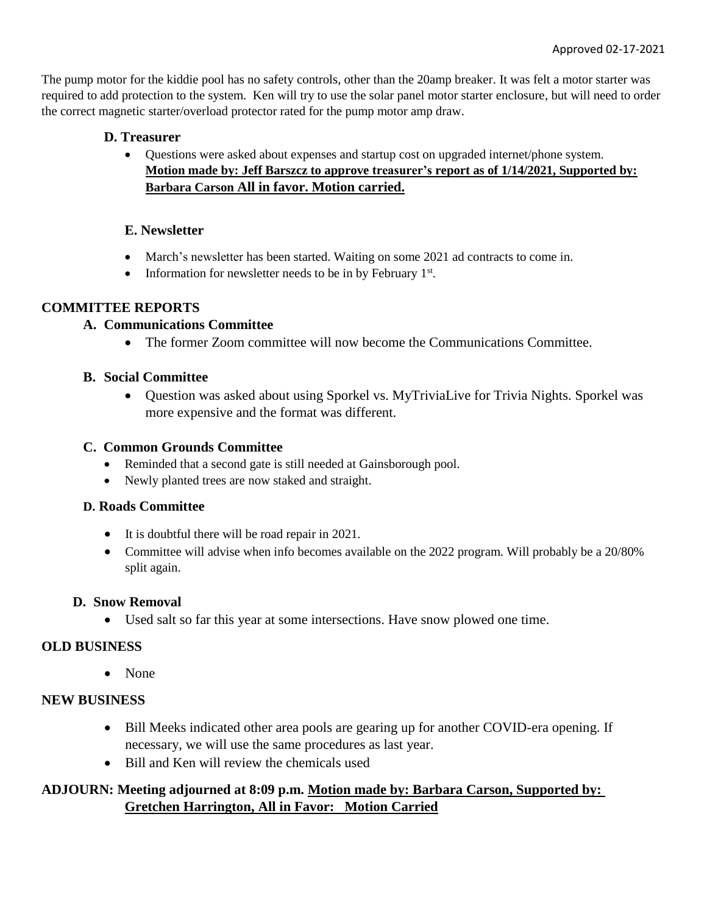Approved 02-17-2021

The pump motor for the kiddie pool has no safety controls, other than the 20amp breaker. It was felt a motor starter was required to add protection to the system. Ken will try to use the solar panel motor starter enclosure, but will need to order the correct magnetic starter/overload protector rated for the pump motor amp draw.

### D. Treasurer

- Questions were asked about expenses and startup cost on upgraded internet/phone system. **Motion made by: Jeff Barszcz to approve treasurer's report as of 1/14/2021, Supported by: Barbara Carson All in favor. Motion carried.**

### E. Newsletter

- March's newsletter has been started. Waiting on some 2021 ad contracts to come in.
- Information for newsletter needs to be in by February 1st.

## COMMITTEE REPORTS

### A. Communications Committee

- The former Zoom committee will now become the Communications Committee.

### B. Social Committee

- Question was asked about using Sporkel vs. MyTriviaLive for Trivia Nights. Sporkel was more expensive and the format was different.

### C. Common Grounds Committee

- Reminded that a second gate is still needed at Gainsborough pool.
- Newly planted trees are now staked and straight.

### D. Roads Committee

- It is doubtful there will be road repair in 2021.
- Committee will advise when info becomes available on the 2022 program. Will probably be a 20/80% split again.

### D. Snow Removal

- Used salt so far this year at some intersections. Have snow plowed one time.

## OLD BUSINESS

- None

## NEW BUSINESS

- Bill Meeks indicated other area pools are gearing up for another COVID-era opening. If necessary, we will use the same procedures as last year.
- Bill and Ken will review the chemicals used

**ADJOURN: Meeting adjourned at 8:09 p.m. Motion made by: Barbara Carson, Supported by: Gretchen Harrington, All in Favor: Motion Carried**